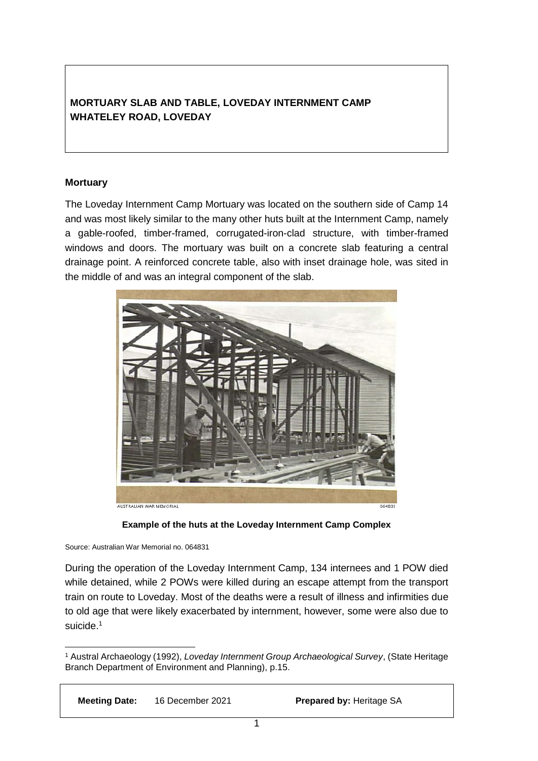**MORTUARY SLAB AND TABLE, LOVEDAY INTERNMENT CAMP**
**WHATELEY ROAD, LOVEDAY**

### Mortuary

The Loveday Internment Camp Mortuary was located on the southern side of Camp 14 and was most likely similar to the many other huts built at the Internment Camp, namely a gable-roofed, timber-framed, corrugated-iron-clad structure, with timber-framed windows and doors. The mortuary was built on a concrete slab featuring a central drainage point. A reinforced concrete table, also with inset drainage hole, was sited in the middle of and was an integral component of the slab.

**Example of the huts at the Loveday Internment Camp Complex**

Source: Australian War Memorial no. 064831

During the operation of the Loveday Internment Camp, 134 internees and 1 POW died while detained, while 2 POWs were killed during an escape attempt from the transport train on route to Loveday. Most of the deaths were a result of illness and infirmities due to old age that were likely exacerbated by internment, however, some were also due to suicide.[1]

[1] Austral Archaeology (1992), *Loveday Internment Group Archaeological Survey*, (State Heritage Branch Department of Environment and Planning), p.15.

**Meeting Date:** 16 December 2021 **Prepared by:** Heritage SA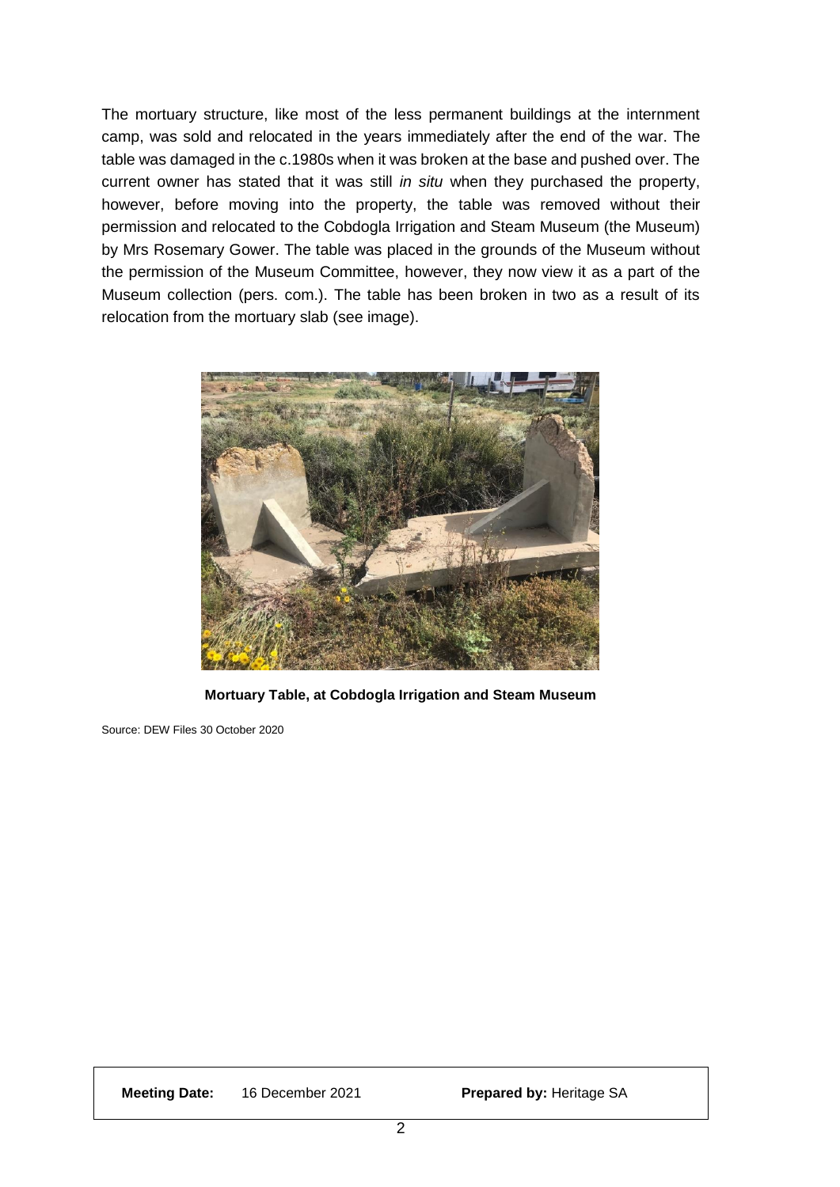The mortuary structure, like most of the less permanent buildings at the internment camp, was sold and relocated in the years immediately after the end of the war. The table was damaged in the c.1980s when it was broken at the base and pushed over. The current owner has stated that it was still *in situ* when they purchased the property, however, before moving into the property, the table was removed without their permission and relocated to the Cobdogla Irrigation and Steam Museum (the Museum) by Mrs Rosemary Gower. The table was placed in the grounds of the Museum without the permission of the Museum Committee, however, they now view it as a part of the Museum collection (pers. com.). The table has been broken in two as a result of its relocation from the mortuary slab (see image).

**Mortuary Table, at Cobdogla Irrigation and Steam Museum**

Source: DEW Files 30 October 2020

| **Meeting Date:** 16 December 2021 | **Prepared by:** Heritage SA |
| --- | --- |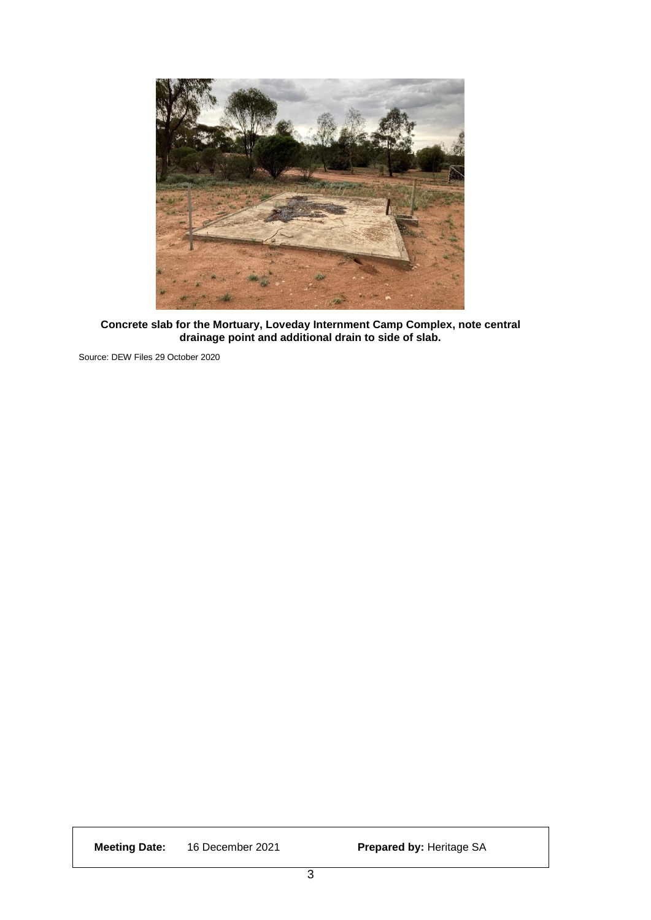**Concrete slab for the Mortuary, Loveday Internment Camp Complex, note central drainage point and additional drain to side of slab.**

Source: DEW Files 29 October 2020

| **Meeting Date:** 16 December 2021 | **Prepared by:** Heritage SA |
|---|---|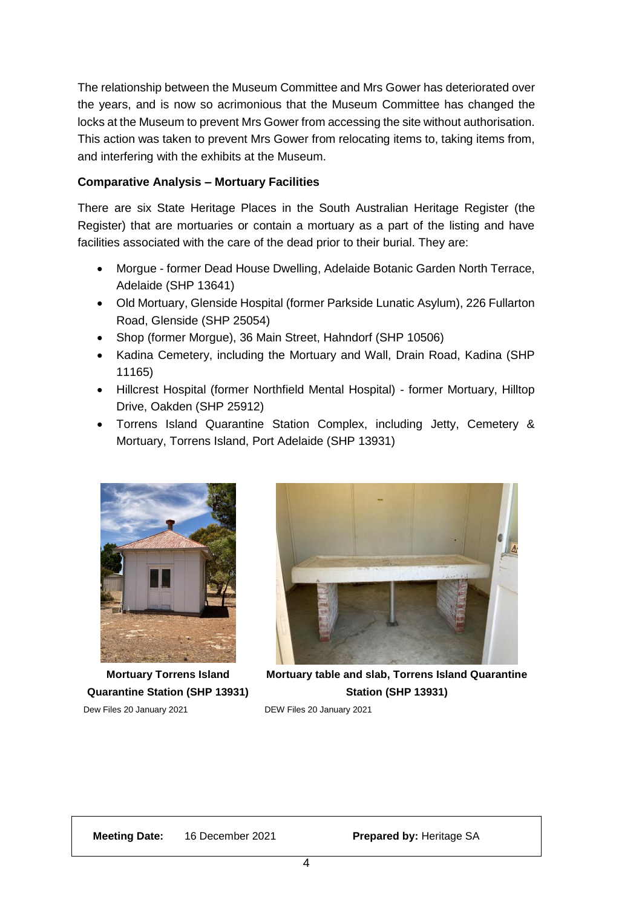The relationship between the Museum Committee and Mrs Gower has deteriorated over the years, and is now so acrimonious that the Museum Committee has changed the locks at the Museum to prevent Mrs Gower from accessing the site without authorisation. This action was taken to prevent Mrs Gower from relocating items to, taking items from, and interfering with the exhibits at the Museum.

**Comparative Analysis – Mortuary Facilities**

There are six State Heritage Places in the South Australian Heritage Register (the Register) that are mortuaries or contain a mortuary as a part of the listing and have facilities associated with the care of the dead prior to their burial. They are:

- Morgue - former Dead House Dwelling, Adelaide Botanic Garden North Terrace, Adelaide (SHP 13641)
- Old Mortuary, Glenside Hospital (former Parkside Lunatic Asylum), 226 Fullarton Road, Glenside (SHP 25054)
- Shop (former Morgue), 36 Main Street, Hahndorf (SHP 10506)
- Kadina Cemetery, including the Mortuary and Wall, Drain Road, Kadina (SHP 11165)
- Hillcrest Hospital (former Northfield Mental Hospital) - former Mortuary, Hilltop Drive, Oakden (SHP 25912)
- Torrens Island Quarantine Station Complex, including Jetty, Cemetery & Mortuary, Torrens Island, Port Adelaide (SHP 13931)

**Mortuary Torrens Island Quarantine Station (SHP 13931)**

Dew Files 20 January 2021

**Mortuary table and slab, Torrens Island Quarantine Station (SHP 13931)**

DEW Files 20 January 2021

| **Meeting Date:** 16 December 2021 | **Prepared by:** Heritage SA |
|---|---|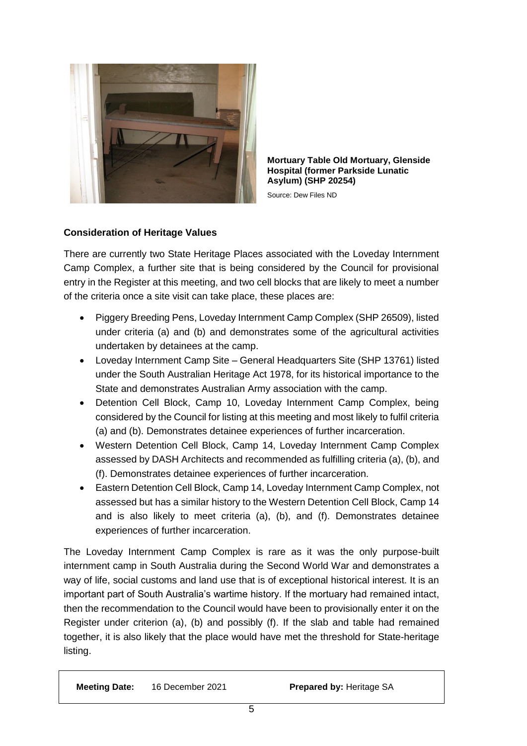**Mortuary Table Old Mortuary, Glenside Hospital (former Parkside Lunatic Asylum) (SHP 20254)**

Source: Dew Files ND

**Consideration of Heritage Values**

There are currently two State Heritage Places associated with the Loveday Internment Camp Complex, a further site that is being considered by the Council for provisional entry in the Register at this meeting, and two cell blocks that are likely to meet a number of the criteria once a site visit can take place, these places are:

- Piggery Breeding Pens, Loveday Internment Camp Complex (SHP 26509), listed under criteria (a) and (b) and demonstrates some of the agricultural activities undertaken by detainees at the camp.
- Loveday Internment Camp Site – General Headquarters Site (SHP 13761) listed under the South Australian Heritage Act 1978, for its historical importance to the State and demonstrates Australian Army association with the camp.
- Detention Cell Block, Camp 10, Loveday Internment Camp Complex, being considered by the Council for listing at this meeting and most likely to fulfil criteria (a) and (b). Demonstrates detainee experiences of further incarceration.
- Western Detention Cell Block, Camp 14, Loveday Internment Camp Complex assessed by DASH Architects and recommended as fulfilling criteria (a), (b), and (f). Demonstrates detainee experiences of further incarceration.
- Eastern Detention Cell Block, Camp 14, Loveday Internment Camp Complex, not assessed but has a similar history to the Western Detention Cell Block, Camp 14 and is also likely to meet criteria (a), (b), and (f). Demonstrates detainee experiences of further incarceration.

The Loveday Internment Camp Complex is rare as it was the only purpose-built internment camp in South Australia during the Second World War and demonstrates a way of life, social customs and land use that is of exceptional historical interest. It is an important part of South Australia's wartime history. If the mortuary had remained intact, then the recommendation to the Council would have been to provisionally enter it on the Register under criterion (a), (b) and possibly (f). If the slab and table had remained together, it is also likely that the place would have met the threshold for State-heritage listing.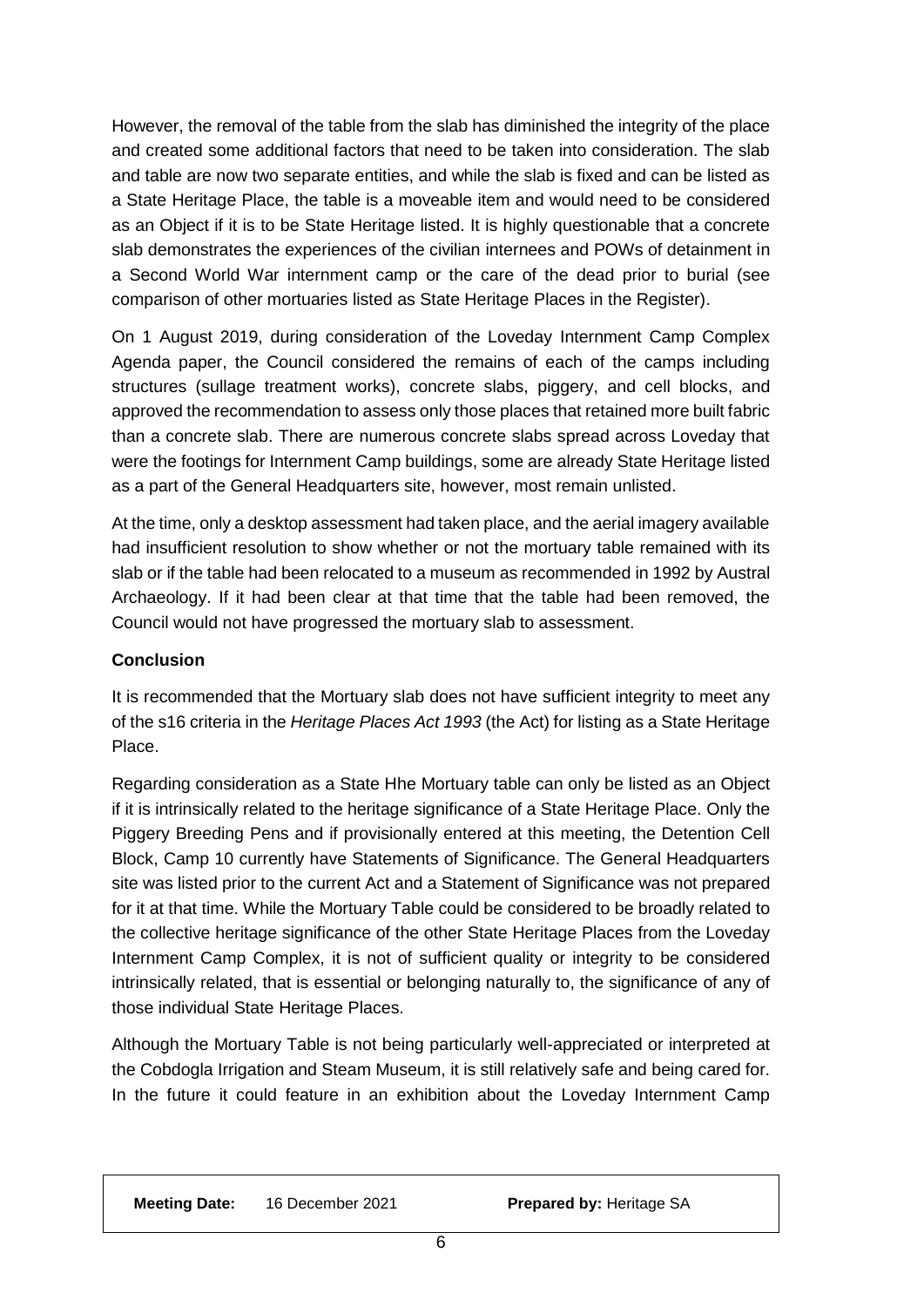However, the removal of the table from the slab has diminished the integrity of the place and created some additional factors that need to be taken into consideration. The slab and table are now two separate entities, and while the slab is fixed and can be listed as a State Heritage Place, the table is a moveable item and would need to be considered as an Object if it is to be State Heritage listed. It is highly questionable that a concrete slab demonstrates the experiences of the civilian internees and POWs of detainment in a Second World War internment camp or the care of the dead prior to burial (see comparison of other mortuaries listed as State Heritage Places in the Register).

On 1 August 2019, during consideration of the Loveday Internment Camp Complex Agenda paper, the Council considered the remains of each of the camps including structures (sullage treatment works), concrete slabs, piggery, and cell blocks, and approved the recommendation to assess only those places that retained more built fabric than a concrete slab. There are numerous concrete slabs spread across Loveday that were the footings for Internment Camp buildings, some are already State Heritage listed as a part of the General Headquarters site, however, most remain unlisted.

At the time, only a desktop assessment had taken place, and the aerial imagery available had insufficient resolution to show whether or not the mortuary table remained with its slab or if the table had been relocated to a museum as recommended in 1992 by Austral Archaeology. If it had been clear at that time that the table had been removed, the Council would not have progressed the mortuary slab to assessment.

**Conclusion**

It is recommended that the Mortuary slab does not have sufficient integrity to meet any of the s16 criteria in the *Heritage Places Act 1993* (the Act) for listing as a State Heritage Place.

Regarding consideration as a State Hhe Mortuary table can only be listed as an Object if it is intrinsically related to the heritage significance of a State Heritage Place. Only the Piggery Breeding Pens and if provisionally entered at this meeting, the Detention Cell Block, Camp 10 currently have Statements of Significance. The General Headquarters site was listed prior to the current Act and a Statement of Significance was not prepared for it at that time. While the Mortuary Table could be considered to be broadly related to the collective heritage significance of the other State Heritage Places from the Loveday Internment Camp Complex, it is not of sufficient quality or integrity to be considered intrinsically related, that is essential or belonging naturally to, the significance of any of those individual State Heritage Places.

Although the Mortuary Table is not being particularly well-appreciated or interpreted at the Cobdogla Irrigation and Steam Museum, it is still relatively safe and being cared for. In the future it could feature in an exhibition about the Loveday Internment Camp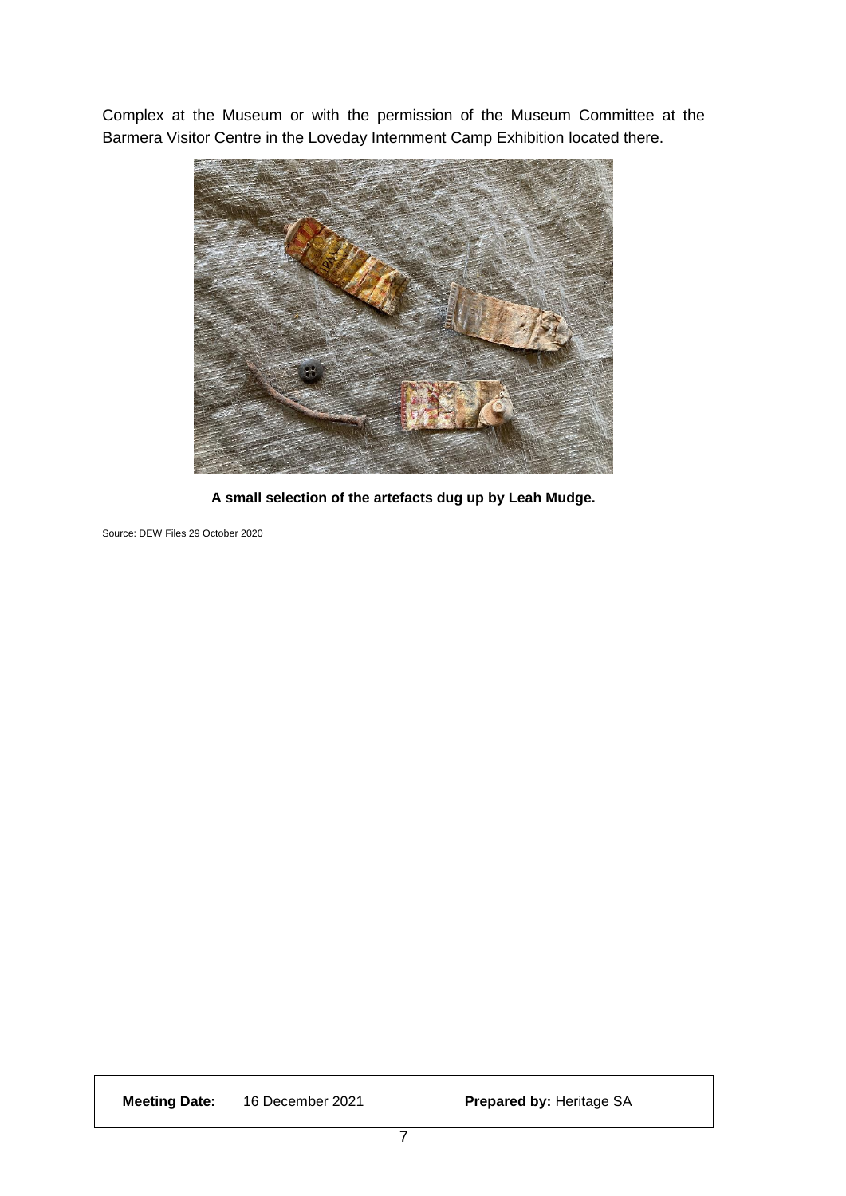Complex at the Museum or with the permission of the Museum Committee at the Barmera Visitor Centre in the Loveday Internment Camp Exhibition located there.

**A small selection of the artefacts dug up by Leah Mudge.**

Source: DEW Files 29 October 2020

| | |
|---|---|
| **Meeting Date:** 16 December 2021 | **Prepared by:** Heritage SA |